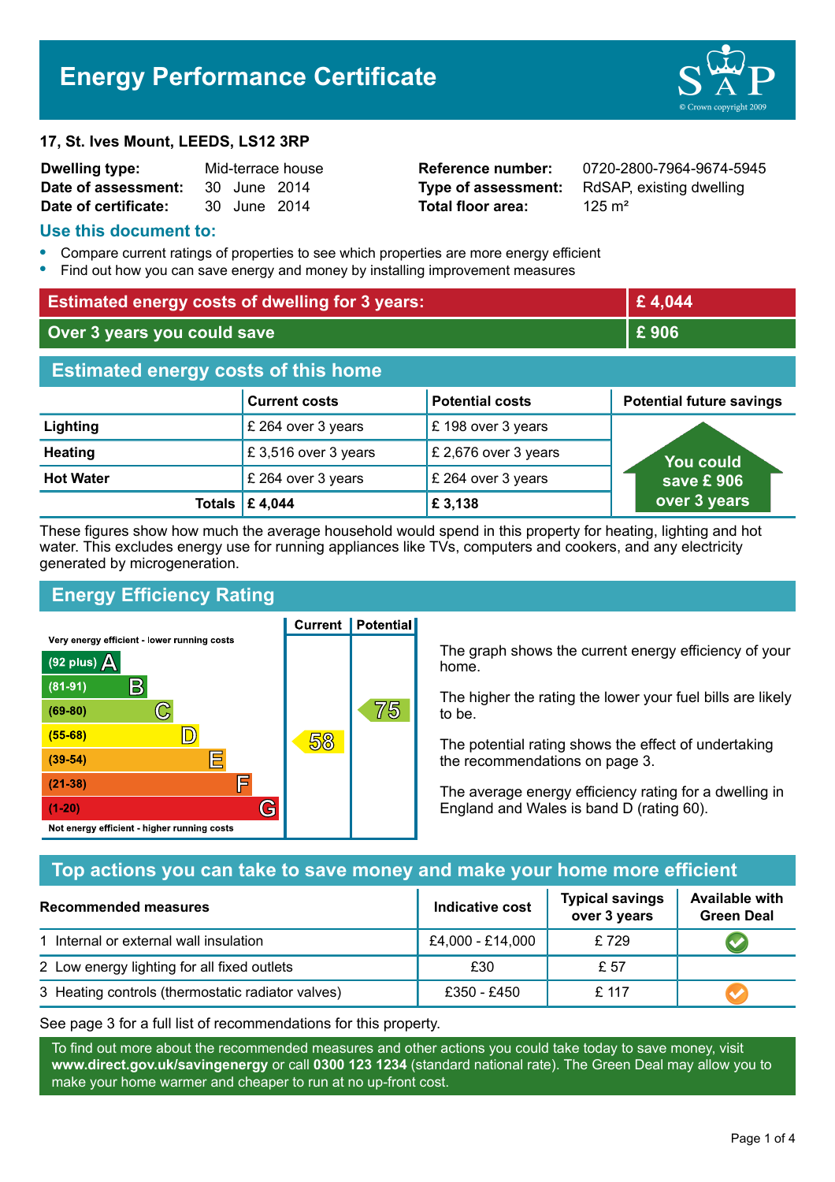# Energy Performance Certificate

**17, St. Ives Mount, LEEDS, LS12 3RP**

| | | | |
|---|---|---|---|
| **Dwelling type:** | Mid-terrace house | **Reference number:** | 0720-2800-7964-9674-5945 |
| **Date of assessment:** | 30 June 2014 | **Type of assessment:** | RdSAP, existing dwelling |
| **Date of certificate:** | 30 June 2014 | **Total floor area:** | 125 m² |

## Use this document to:

- Compare current ratings of properties to see which properties are more energy efficient
- Find out how you can save energy and money by installing improvement measures

| | |
|---|---|
| **Estimated energy costs of dwelling for 3 years:** | **£ 4,044** |
| **Over 3 years you could save** | **£ 906** |

## Estimated energy costs of this home

| | Current costs | Potential costs | Potential future savings |
|---|---|---|---|
| **Lighting** | £ 264 over 3 years | £ 198 over 3 years | You could save £ 906 over 3 years |
| **Heating** | £ 3,516 over 3 years | £ 2,676 over 3 years | |
| **Hot Water** | £ 264 over 3 years | £ 264 over 3 years | |
| **Totals** | **£ 4,044** | **£ 3,138** | |

These figures show how much the average household would spend in this property for heating, lighting and hot water. This excludes energy use for running appliances like TVs, computers and cookers, and any electricity generated by microgeneration.

## Energy Efficiency Rating

| Rating band | Current | Potential |
|---|---|---|
| Very energy efficient - lower running costs | | |
| (92 plus) A | | |
| (81-91) B | | |
| (69-80) C | | 75 |
| (55-68) D | 58 | |
| (39-54) E | | |
| (21-38) F | | |
| (1-20) G | | |
| Not energy efficient - higher running costs | | |

The graph shows the current energy efficiency of your home.

The higher the rating the lower your fuel bills are likely to be.

The potential rating shows the effect of undertaking the recommendations on page 3.

The average energy efficiency rating for a dwelling in England and Wales is band D (rating 60).

## Top actions you can take to save money and make your home more efficient

| Recommended measures | Indicative cost | Typical savings over 3 years | Available with Green Deal |
|---|---|---|---|
| 1 Internal or external wall insulation | £4,000 - £14,000 | £ 729 | ✔ |
| 2 Low energy lighting for all fixed outlets | £30 | £ 57 | |
| 3 Heating controls (thermostatic radiator valves) | £350 - £450 | £ 117 | ✔ |

See page 3 for a full list of recommendations for this property.

To find out more about the recommended measures and other actions you could take today to save money, visit **www.direct.gov.uk/savingenergy** or call **0300 123 1234** (standard national rate). The Green Deal may allow you to make your home warmer and cheaper to run at no up-front cost.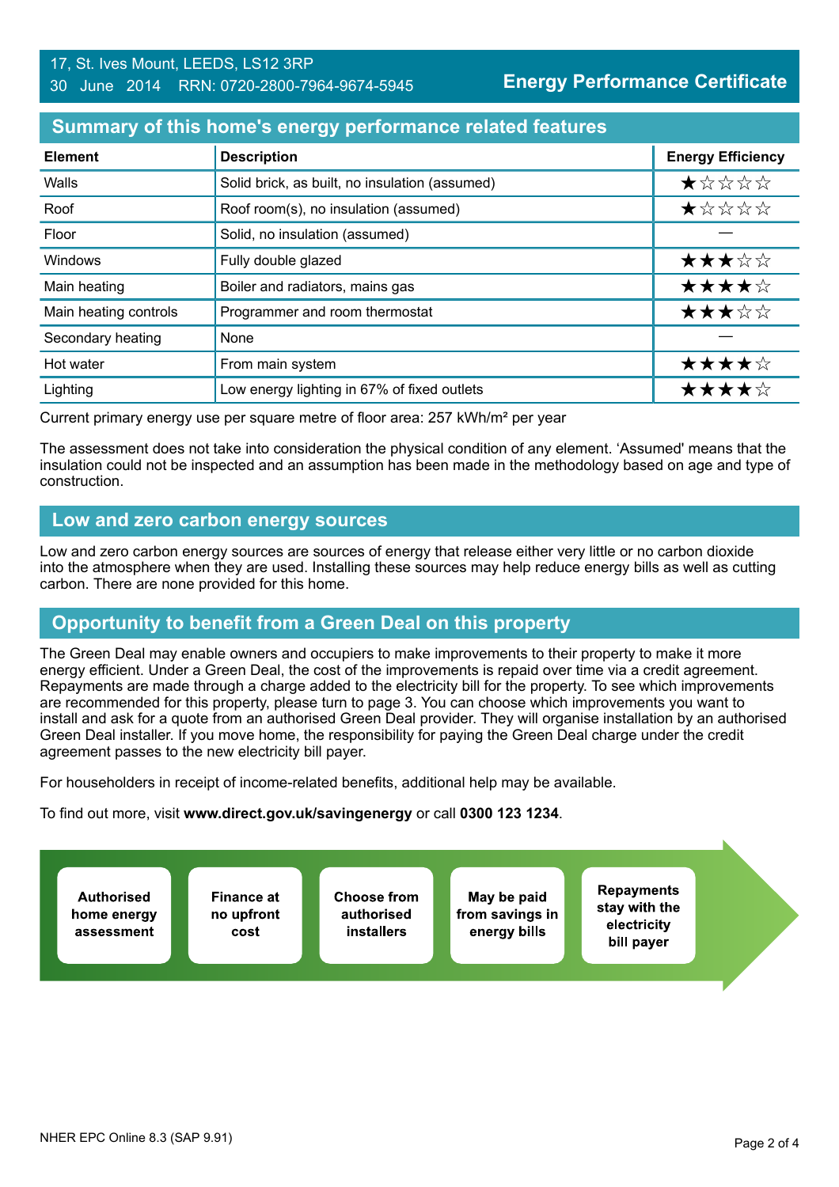17, St. Ives Mount, LEEDS, LS12 3RP
30 June 2014 RRN: 0720-2800-7964-9674-5945

**Energy Performance Certificate**

## Summary of this home's energy performance related features

| Element | Description | Energy Efficiency |
|---|---|---|
| Walls | Solid brick, as built, no insulation (assumed) | ★☆☆☆☆ |
| Roof | Roof room(s), no insulation (assumed) | ★☆☆☆☆ |
| Floor | Solid, no insulation (assumed) | — |
| Windows | Fully double glazed | ★★★☆☆ |
| Main heating | Boiler and radiators, mains gas | ★★★★☆ |
| Main heating controls | Programmer and room thermostat | ★★★☆☆ |
| Secondary heating | None | — |
| Hot water | From main system | ★★★★☆ |
| Lighting | Low energy lighting in 67% of fixed outlets | ★★★★☆ |

Current primary energy use per square metre of floor area: 257 kWh/m² per year

The assessment does not take into consideration the physical condition of any element. 'Assumed' means that the insulation could not be inspected and an assumption has been made in the methodology based on age and type of construction.

## Low and zero carbon energy sources

Low and zero carbon energy sources are sources of energy that release either very little or no carbon dioxide into the atmosphere when they are used. Installing these sources may help reduce energy bills as well as cutting carbon. There are none provided for this home.

## Opportunity to benefit from a Green Deal on this property

The Green Deal may enable owners and occupiers to make improvements to their property to make it more energy efficient. Under a Green Deal, the cost of the improvements is repaid over time via a credit agreement. Repayments are made through a charge added to the electricity bill for the property. To see which improvements are recommended for this property, please turn to page 3. You can choose which improvements you want to install and ask for a quote from an authorised Green Deal provider. They will organise installation by an authorised Green Deal installer. If you move home, the responsibility for paying the Green Deal charge under the credit agreement passes to the new electricity bill payer.

For householders in receipt of income-related benefits, additional help may be available.

To find out more, visit **www.direct.gov.uk/savingenergy** or call **0300 123 1234**.

- **Authorised home energy assessment**
- **Finance at no upfront cost**
- **Choose from authorised installers**
- **May be paid from savings in energy bills**
- **Repayments stay with the electricity bill payer**

NHER EPC Online 8.3 (SAP 9.91)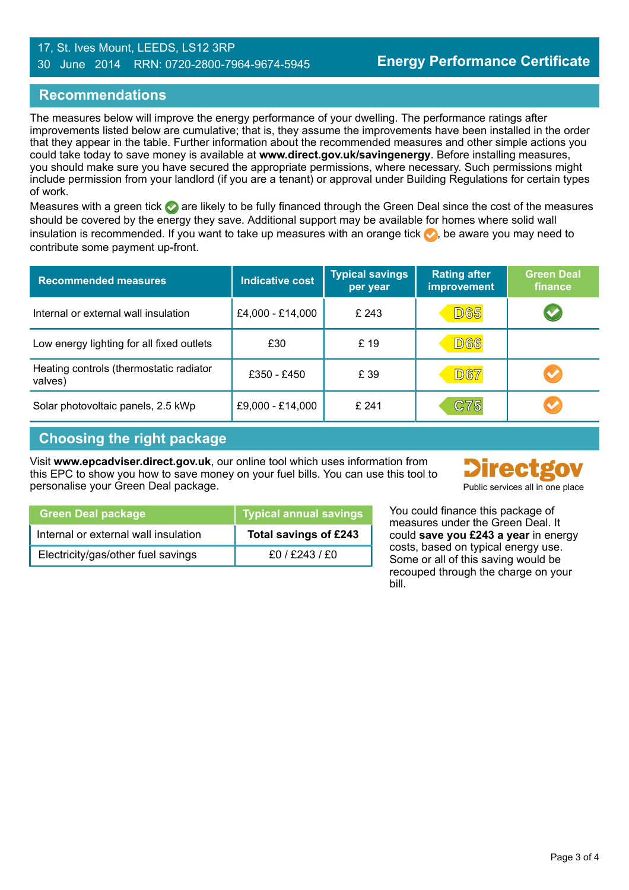17, St. Ives Mount, LEEDS, LS12 3RP
30 June 2014 RRN: 0720-2800-7964-9674-5945

**Energy Performance Certificate**

## Recommendations

The measures below will improve the energy performance of your dwelling. The performance ratings after improvements listed below are cumulative; that is, they assume the improvements have been installed in the order that they appear in the table. Further information about the recommended measures and other simple actions you could take today to save money is available at **www.direct.gov.uk/savingenergy**. Before installing measures, you should make sure you have secured the appropriate permissions, where necessary. Such permissions might include permission from your landlord (if you are a tenant) or approval under Building Regulations for certain types of work.

Measures with a green tick ✔ are likely to be fully financed through the Green Deal since the cost of the measures should be covered by the energy they save. Additional support may be available for homes where solid wall insulation is recommended. If you want to take up measures with an orange tick ✔, be aware you may need to contribute some payment up-front.

| Recommended measures | Indicative cost | Typical savings per year | Rating after improvement | Green Deal finance |
|---|---|---|---|---|
| Internal or external wall insulation | £4,000 - £14,000 | £ 243 | D65 | ✔ (green) |
| Low energy lighting for all fixed outlets | £30 | £ 19 | D66 | |
| Heating controls (thermostatic radiator valves) | £350 - £450 | £ 39 | D67 | ✔ (orange) |
| Solar photovoltaic panels, 2.5 kWp | £9,000 - £14,000 | £ 241 | C75 | ✔ (orange) |

## Choosing the right package

Visit **www.epcadviser.direct.gov.uk**, our online tool which uses information from this EPC to show you how to save money on your fuel bills. You can use this tool to personalise your Green Deal package.

Directgov
Public services all in one place

| Green Deal package | Typical annual savings |
|---|---|
| Internal or external wall insulation | **Total savings of £243** |
| Electricity/gas/other fuel savings | £0 / £243 / £0 |

You could finance this package of measures under the Green Deal. It could **save you £243 a year** in energy costs, based on typical energy use. Some or all of this saving would be recouped through the charge on your bill.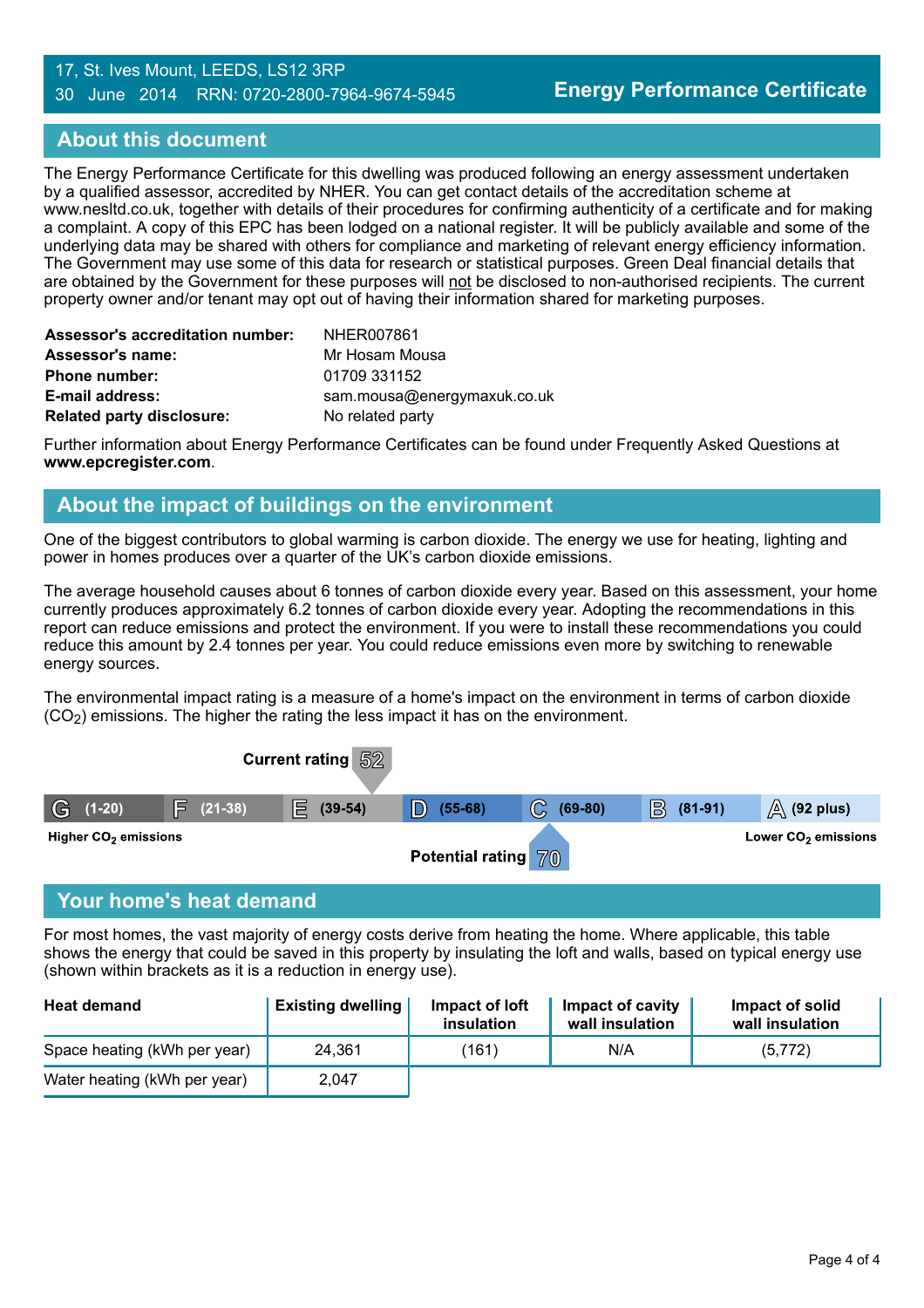17, St. Ives Mount, LEEDS, LS12 3RP
30 June 2014 RRN: 0720-2800-7964-9674-5945

**Energy Performance Certificate**

## About this document

The Energy Performance Certificate for this dwelling was produced following an energy assessment undertaken by a qualified assessor, accredited by NHER. You can get contact details of the accreditation scheme at www.nesltd.co.uk, together with details of their procedures for confirming authenticity of a certificate and for making a complaint. A copy of this EPC has been lodged on a national register. It will be publicly available and some of the underlying data may be shared with others for compliance and marketing of relevant energy efficiency information. The Government may use some of this data for research or statistical purposes. Green Deal financial details that are obtained by the Government for these purposes will not be disclosed to non-authorised recipients. The current property owner and/or tenant may opt out of having their information shared for marketing purposes.

| | |
|---|---|
| **Assessor's accreditation number:** | NHER007861 |
| **Assessor's name:** | Mr Hosam Mousa |
| **Phone number:** | 01709 331152 |
| **E-mail address:** | sam.mousa@energymaxuk.co.uk |
| **Related party disclosure:** | No related party |

Further information about Energy Performance Certificates can be found under Frequently Asked Questions at **www.epcregister.com**.

## About the impact of buildings on the environment

One of the biggest contributors to global warming is carbon dioxide. The energy we use for heating, lighting and power in homes produces over a quarter of the UK's carbon dioxide emissions.

The average household causes about 6 tonnes of carbon dioxide every year. Based on this assessment, your home currently produces approximately 6.2 tonnes of carbon dioxide every year. Adopting the recommendations in this report can reduce emissions and protect the environment. If you were to install these recommendations you could reduce this amount by 2.4 tonnes per year. You could reduce emissions even more by switching to renewable energy sources.

The environmental impact rating is a measure of a home's impact on the environment in terms of carbon dioxide ($CO_2$) emissions. The higher the rating the less impact it has on the environment.

Current rating 52

G (1-20) F (21-38) E (39-54) D (55-68) C (69-80) B (81-91) A (92 plus)

Higher $CO_2$ emissions

Lower $CO_2$ emissions

Potential rating 70

## Your home's heat demand

For most homes, the vast majority of energy costs derive from heating the home. Where applicable, this table shows the energy that could be saved in this property by insulating the loft and walls, based on typical energy use (shown within brackets as it is a reduction in energy use).

| Heat demand | Existing dwelling | Impact of loft insulation | Impact of cavity wall insulation | Impact of solid wall insulation |
|---|---|---|---|---|
| Space heating (kWh per year) | 24,361 | (161) | N/A | (5,772) |
| Water heating (kWh per year) | 2,047 | | | |